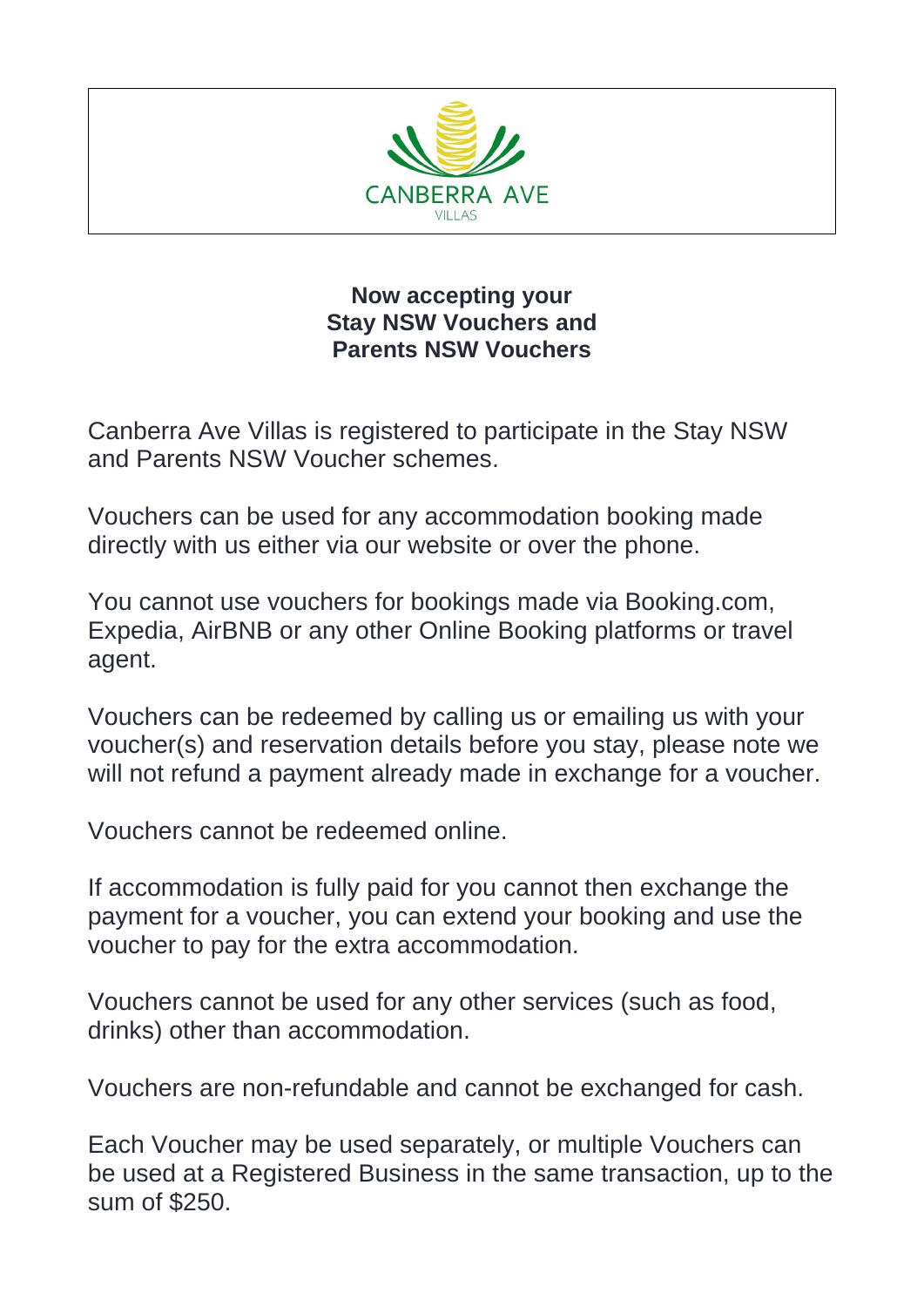CANBERRA AVE

VILLAS

**Now accepting your**
**Stay NSW Vouchers and**
**Parents NSW Vouchers**

Canberra Ave Villas is registered to participate in the Stay NSW and Parents NSW Voucher schemes.

Vouchers can be used for any accommodation booking made directly with us either via our website or over the phone.

You cannot use vouchers for bookings made via Booking.com, Expedia, AirBNB or any other Online Booking platforms or travel agent.

Vouchers can be redeemed by calling us or emailing us with your voucher(s) and reservation details before you stay, please note we will not refund a payment already made in exchange for a voucher.

Vouchers cannot be redeemed online.

If accommodation is fully paid for you cannot then exchange the payment for a voucher, you can extend your booking and use the voucher to pay for the extra accommodation.

Vouchers cannot be used for any other services (such as food, drinks) other than accommodation.

Vouchers are non-refundable and cannot be exchanged for cash.

Each Voucher may be used separately, or multiple Vouchers can be used at a Registered Business in the same transaction, up to the sum of $250.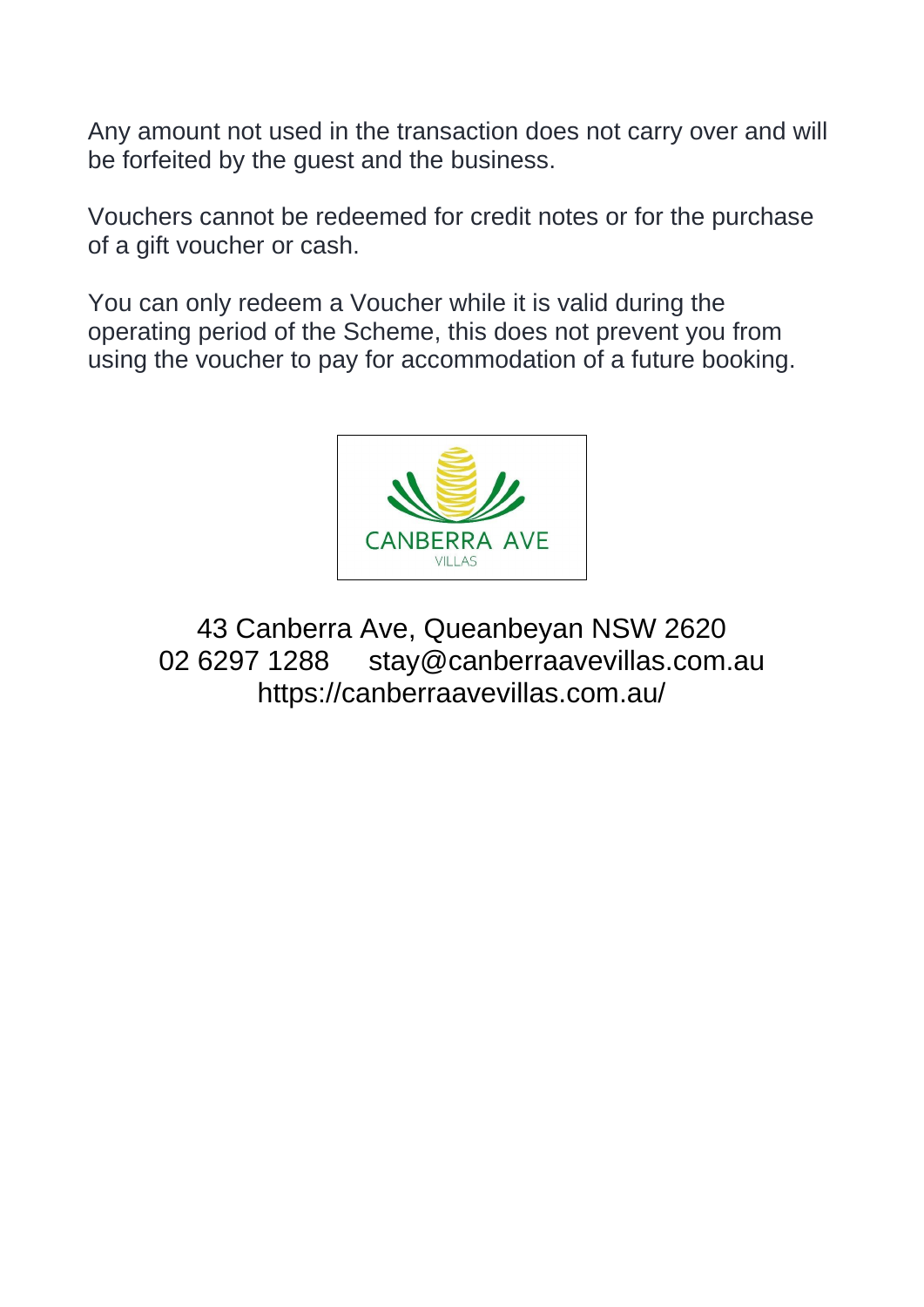Any amount not used in the transaction does not carry over and will be forfeited by the guest and the business.

Vouchers cannot be redeemed for credit notes or for the purchase of a gift voucher or cash.

You can only redeem a Voucher while it is valid during the operating period of the Scheme, this does not prevent you from using the voucher to pay for accommodation of a future booking.

CANBERRA AVE
VILLAS

43 Canberra Ave, Queanbeyan NSW 2620
02 6297 1288 stay@canberraavevillas.com.au
https://canberraavevillas.com.au/